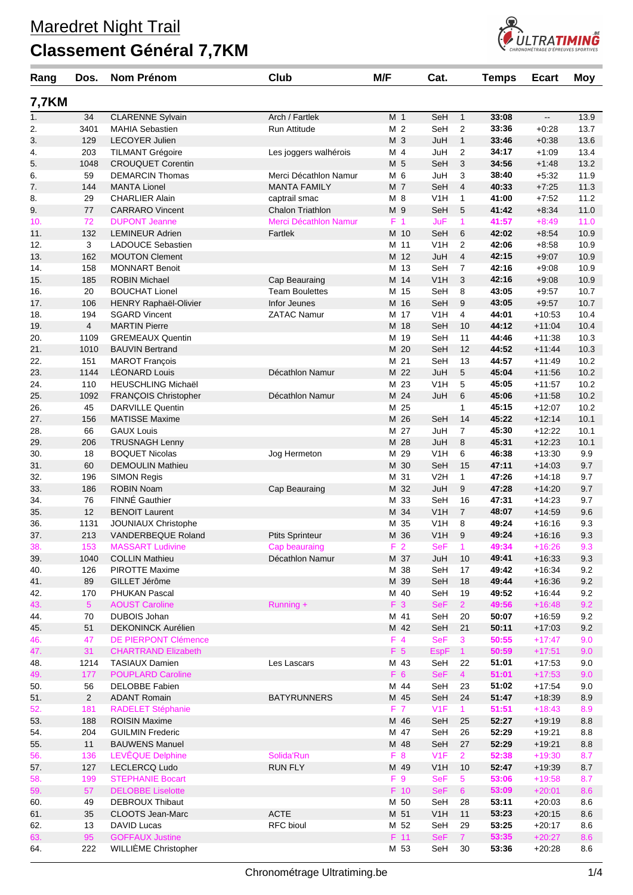# Maredret Night Trail

## Classement Général 7,7KM

### 7,7KM

| Rang | Dos. | Nom Prénom | Club | M/F | | Cat. | | Temps | Ecart | Moy |
|---|---|---|---|---|---|---|---|---|---|---|
| 1. | 34 | CLARENNE Sylvain | Arch / Fartlek | M | 1 | SeH | 1 | **33:08** | -- | 13.9 |
| 2. | 3401 | MAHIA Sebastien | Run Attitude | M | 2 | SeH | 2 | **33:36** | +0:28 | 13.7 |
| 3. | 129 | LECOYER Julien | | M | 3 | JuH | 1 | **33:46** | +0:38 | 13.6 |
| 4. | 203 | TILMANT Grégoire | Les joggers walhérois | M | 4 | JuH | 2 | **34:17** | +1:09 | 13.4 |
| 5. | 1048 | CROUQUET Corentin | | M | 5 | SeH | 3 | **34:56** | +1:48 | 13.2 |
| 6. | 59 | DEMARCIN Thomas | Merci Décathlon Namur | M | 6 | JuH | 3 | **38:40** | +5:32 | 11.9 |
| 7. | 144 | MANTA Lionel | MANTA FAMILY | M | 7 | SeH | 4 | **40:33** | +7:25 | 11.3 |
| 8. | 29 | CHARLIER Alain | captrail smac | M | 8 | V1H | 1 | **41:00** | +7:52 | 11.2 |
| 9. | 77 | CARRARO Vincent | Chalon Triathlon | M | 9 | SeH | 5 | **41:42** | +8:34 | 11.0 |
| 10. | 72 | DUPONT Jeanne | Merci Décathlon Namur | F | 1 | JuF | 1 | **41:57** | +8:49 | 11.0 |
| 11. | 132 | LEMINEUR Adrien | Fartlek | M | 10 | SeH | 6 | **42:02** | +8:54 | 10.9 |
| 12. | 3 | LADOUCE Sebastien | | M | 11 | V1H | 2 | **42:06** | +8:58 | 10.9 |
| 13. | 162 | MOUTON Clement | | M | 12 | JuH | 4 | **42:15** | +9:07 | 10.9 |
| 14. | 158 | MONNART Benoit | | M | 13 | SeH | 7 | **42:16** | +9:08 | 10.9 |
| 15. | 185 | ROBIN Michael | Cap Beauraing | M | 14 | V1H | 3 | **42:16** | +9:08 | 10.9 |
| 16. | 20 | BOUCHAT Lionel | Team Boulettes | M | 15 | SeH | 8 | **43:05** | +9:57 | 10.7 |
| 17. | 106 | HENRY Raphaël-Olivier | Infor Jeunes | M | 16 | SeH | 9 | **43:05** | +9:57 | 10.7 |
| 18. | 194 | SGARD Vincent | ZATAC Namur | M | 17 | V1H | 4 | **44:01** | +10:53 | 10.4 |
| 19. | 4 | MARTIN Pierre | | M | 18 | SeH | 10 | **44:12** | +11:04 | 10.4 |
| 20. | 1109 | GREMEAUX Quentin | | M | 19 | SeH | 11 | **44:46** | +11:38 | 10.3 |
| 21. | 1010 | BAUVIN Bertrand | | M | 20 | SeH | 12 | **44:52** | +11:44 | 10.3 |
| 22. | 151 | MAROT François | | M | 21 | SeH | 13 | **44:57** | +11:49 | 10.2 |
| 23. | 1144 | LÉONARD Louis | Décathlon Namur | M | 22 | JuH | 5 | **45:04** | +11:56 | 10.2 |
| 24. | 110 | HEUSCHLING Michaël | | M | 23 | V1H | 5 | **45:05** | +11:57 | 10.2 |
| 25. | 1092 | FRANÇOIS Christopher | Décathlon Namur | M | 24 | JuH | 6 | **45:06** | +11:58 | 10.2 |
| 26. | 45 | DARVILLE Quentin | | M | 25 | | 1 | **45:15** | +12:07 | 10.2 |
| 27. | 156 | MATISSE Maxime | | M | 26 | SeH | 14 | **45:22** | +12:14 | 10.1 |
| 28. | 66 | GAUX Louis | | M | 27 | JuH | 7 | **45:30** | +12:22 | 10.1 |
| 29. | 206 | TRUSNAGH Lenny | | M | 28 | JuH | 8 | **45:31** | +12:23 | 10.1 |
| 30. | 18 | BOQUET Nicolas | Jog Hermeton | M | 29 | V1H | 6 | **46:38** | +13:30 | 9.9 |
| 31. | 60 | DEMOULIN Mathieu | | M | 30 | SeH | 15 | **47:11** | +14:03 | 9.7 |
| 32. | 196 | SIMON Regis | | M | 31 | V2H | 1 | **47:26** | +14:18 | 9.7 |
| 33. | 186 | ROBIN Noam | Cap Beauraing | M | 32 | JuH | 9 | **47:28** | +14:20 | 9.7 |
| 34. | 76 | FINNÉ Gauthier | | M | 33 | SeH | 16 | **47:31** | +14:23 | 9.7 |
| 35. | 12 | BENOIT Laurent | | M | 34 | V1H | 7 | **48:07** | +14:59 | 9.6 |
| 36. | 1131 | JOUNIAUX Christophe | | M | 35 | V1H | 8 | **49:24** | +16:16 | 9.3 |
| 37. | 213 | VANDERBEQUE Roland | Ptits Sprinteur | M | 36 | V1H | 9 | **49:24** | +16:16 | 9.3 |
| 38. | 153 | MASSART Ludivine | Cap beauraing | F | 2 | SeF | 1 | **49:34** | +16:26 | 9.3 |
| 39. | 1040 | COLLIN Mathieu | Décathlon Namur | M | 37 | JuH | 10 | **49:41** | +16:33 | 9.3 |
| 40. | 126 | PIROTTE Maxime | | M | 38 | SeH | 17 | **49:42** | +16:34 | 9.2 |
| 41. | 89 | GILLET Jérôme | | M | 39 | SeH | 18 | **49:44** | +16:36 | 9.2 |
| 42. | 170 | PHUKAN Pascal | | M | 40 | SeH | 19 | **49:52** | +16:44 | 9.2 |
| 43. | 5 | AOUST Caroline | Running + | F | 3 | SeF | 2 | **49:56** | +16:48 | 9.2 |
| 44. | 70 | DUBOIS Johan | | M | 41 | SeH | 20 | **50:07** | +16:59 | 9.2 |
| 45. | 51 | DEKONINCK Aurélien | | M | 42 | SeH | 21 | **50:11** | +17:03 | 9.2 |
| 46. | 47 | DE PIERPONT Clémence | | F | 4 | SeF | 3 | **50:55** | +17:47 | 9.0 |
| 47. | 31 | CHARTRAND Elizabeth | | F | 5 | EspF | 1 | **50:59** | +17:51 | 9.0 |
| 48. | 1214 | TASIAUX Damien | Les Lascars | M | 43 | SeH | 22 | **51:01** | +17:53 | 9.0 |
| 49. | 177 | POUPLARD Caroline | | F | 6 | SeF | 4 | **51:01** | +17:53 | 9.0 |
| 50. | 56 | DELOBBE Fabien | | M | 44 | SeH | 23 | **51:02** | +17:54 | 9.0 |
| 51. | 2 | ADANT Romain | BATYRUNNERS | M | 45 | SeH | 24 | **51:47** | +18:39 | 8.9 |
| 52. | 181 | RADELET Stéphanie | | F | 7 | V1F | 1 | **51:51** | +18:43 | 8.9 |
| 53. | 188 | ROISIN Maxime | | M | 46 | SeH | 25 | **52:27** | +19:19 | 8.8 |
| 54. | 204 | GUILMIN Frederic | | M | 47 | SeH | 26 | **52:29** | +19:21 | 8.8 |
| 55. | 11 | BAUWENS Manuel | | M | 48 | SeH | 27 | **52:29** | +19:21 | 8.8 |
| 56. | 136 | LEVÊQUE Delphine | Solida'Run | F | 8 | V1F | 2 | **52:38** | +19:30 | 8.7 |
| 57. | 127 | LECLERCQ Ludo | RUN FLY | M | 49 | V1H | 10 | **52:47** | +19:39 | 8.7 |
| 58. | 199 | STEPHANIE Bocart | | F | 9 | SeF | 5 | **53:06** | +19:58 | 8.7 |
| 59. | 57 | DELOBBE Liselotte | | F | 10 | SeF | 6 | **53:09** | +20:01 | 8.6 |
| 60. | 49 | DEBROUX Thibaut | | M | 50 | SeH | 28 | **53:11** | +20:03 | 8.6 |
| 61. | 35 | CLOOTS Jean-Marc | ACTE | M | 51 | V1H | 11 | **53:23** | +20:15 | 8.6 |
| 62. | 13 | DAVID Lucas | RFC bioul | M | 52 | SeH | 29 | **53:25** | +20:17 | 8.6 |
| 63. | 95 | GOFFAUX Justine | | F | 11 | SeF | 7 | **53:35** | +20:27 | 8.6 |
| 64. | 222 | WILLIÈME Christopher | | M | 53 | SeH | 30 | **53:36** | +20:28 | 8.6 |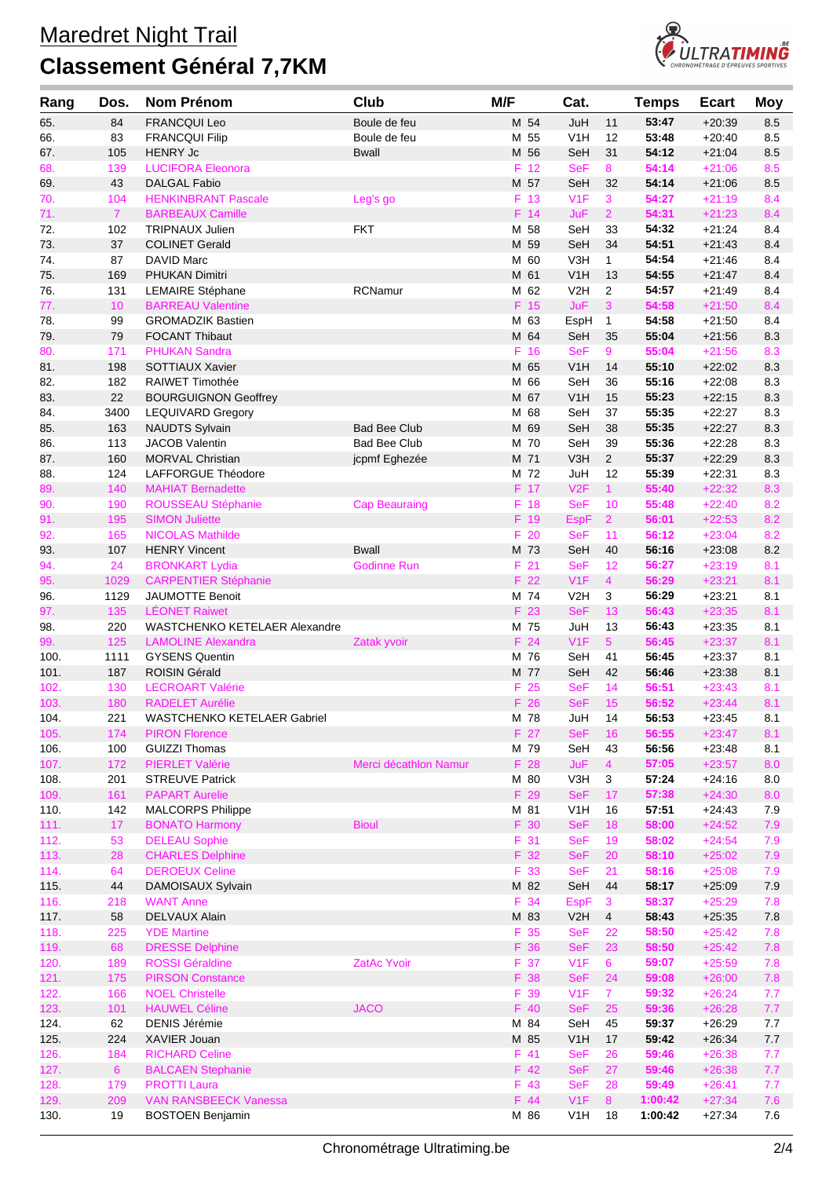# Maredret Night Trail

## Classement Général 7,7KM

| Rang | Dos. | Nom Prénom | Club | M/F | | Cat. | | Temps | Ecart | Moy |
|---|---|---|---|---|---|---|---|---|---|---|
| 65. | 84 | FRANCQUI Leo | Boule de feu | M | 54 | JuH | 11 | 53:47 | +20:39 | 8.5 |
| 66. | 83 | FRANCQUI Filip | Boule de feu | M | 55 | V1H | 12 | 53:48 | +20:40 | 8.5 |
| 67. | 105 | HENRY Jc | Bwall | M | 56 | SeH | 31 | 54:12 | +21:04 | 8.5 |
| 68. | 139 | LUCIFORA Eleonora | | F | 12 | SeF | 8 | 54:14 | +21:06 | 8.5 |
| 69. | 43 | DALGAL Fabio | | M | 57 | SeH | 32 | 54:14 | +21:06 | 8.5 |
| 70. | 104 | HENKINBRANT Pascale | Leg's go | F | 13 | V1F | 3 | 54:27 | +21:19 | 8.4 |
| 71. | 7 | BARBEAUX Camille | | F | 14 | JuF | 2 | 54:31 | +21:23 | 8.4 |
| 72. | 102 | TRIPNAUX Julien | FKT | M | 58 | SeH | 33 | 54:32 | +21:24 | 8.4 |
| 73. | 37 | COLINET Gerald | | M | 59 | SeH | 34 | 54:51 | +21:43 | 8.4 |
| 74. | 87 | DAVID Marc | | M | 60 | V3H | 1 | 54:54 | +21:46 | 8.4 |
| 75. | 169 | PHUKAN Dimitri | | M | 61 | V1H | 13 | 54:55 | +21:47 | 8.4 |
| 76. | 131 | LEMAIRE Stéphane | RCNamur | M | 62 | V2H | 2 | 54:57 | +21:49 | 8.4 |
| 77. | 10 | BARREAU Valentine | | F | 15 | JuF | 3 | 54:58 | +21:50 | 8.4 |
| 78. | 99 | GROMADZIK Bastien | | M | 63 | EspH | 1 | 54:58 | +21:50 | 8.4 |
| 79. | 79 | FOCANT Thibaut | | M | 64 | SeH | 35 | 55:04 | +21:56 | 8.3 |
| 80. | 171 | PHUKAN Sandra | | F | 16 | SeF | 9 | 55:04 | +21:56 | 8.3 |
| 81. | 198 | SOTTIAUX Xavier | | M | 65 | V1H | 14 | 55:10 | +22:02 | 8.3 |
| 82. | 182 | RAIWET Timothée | | M | 66 | SeH | 36 | 55:16 | +22:08 | 8.3 |
| 83. | 22 | BOURGUIGNON Geoffrey | | M | 67 | V1H | 15 | 55:23 | +22:15 | 8.3 |
| 84. | 3400 | LEQUIVARD Gregory | | M | 68 | SeH | 37 | 55:35 | +22:27 | 8.3 |
| 85. | 163 | NAUDTS Sylvain | Bad Bee Club | M | 69 | SeH | 38 | 55:35 | +22:27 | 8.3 |
| 86. | 113 | JACOB Valentin | Bad Bee Club | M | 70 | SeH | 39 | 55:36 | +22:28 | 8.3 |
| 87. | 160 | MORVAL Christian | jcpmf Eghezée | M | 71 | V3H | 2 | 55:37 | +22:29 | 8.3 |
| 88. | 124 | LAFFORGUE Théodore | | M | 72 | JuH | 12 | 55:39 | +22:31 | 8.3 |
| 89. | 140 | MAHIAT Bernadette | | F | 17 | V2F | 1 | 55:40 | +22:32 | 8.3 |
| 90. | 190 | ROUSSEAU Stéphanie | Cap Beauraing | F | 18 | SeF | 10 | 55:48 | +22:40 | 8.2 |
| 91. | 195 | SIMON Juliette | | F | 19 | EspF | 2 | 56:01 | +22:53 | 8.2 |
| 92. | 165 | NICOLAS Mathilde | | F | 20 | SeF | 11 | 56:12 | +23:04 | 8.2 |
| 93. | 107 | HENRY Vincent | Bwall | M | 73 | SeH | 40 | 56:16 | +23:08 | 8.2 |
| 94. | 24 | BRONKART Lydia | Godinne Run | F | 21 | SeF | 12 | 56:27 | +23:19 | 8.1 |
| 95. | 1029 | CARPENTIER Stéphanie | | F | 22 | V1F | 4 | 56:29 | +23:21 | 8.1 |
| 96. | 1129 | JAUMOTTE Benoit | | M | 74 | V2H | 3 | 56:29 | +23:21 | 8.1 |
| 97. | 135 | LÉONET Raiwet | | F | 23 | SeF | 13 | 56:43 | +23:35 | 8.1 |
| 98. | 220 | WASTCHENKO KETELAER Alexandre | | M | 75 | JuH | 13 | 56:43 | +23:35 | 8.1 |
| 99. | 125 | LAMOLINE Alexandra | Zatak yvoir | F | 24 | V1F | 5 | 56:45 | +23:37 | 8.1 |
| 100. | 1111 | GYSENS Quentin | | M | 76 | SeH | 41 | 56:45 | +23:37 | 8.1 |
| 101. | 187 | ROISIN Gérald | | M | 77 | SeH | 42 | 56:46 | +23:38 | 8.1 |
| 102. | 130 | LECROART Valérie | | F | 25 | SeF | 14 | 56:51 | +23:43 | 8.1 |
| 103. | 180 | RADELET Aurélie | | F | 26 | SeF | 15 | 56:52 | +23:44 | 8.1 |
| 104. | 221 | WASTCHENKO KETELAER Gabriel | | M | 78 | JuH | 14 | 56:53 | +23:45 | 8.1 |
| 105. | 174 | PIRON Florence | | F | 27 | SeF | 16 | 56:55 | +23:47 | 8.1 |
| 106. | 100 | GUIZZI Thomas | | M | 79 | SeH | 43 | 56:56 | +23:48 | 8.1 |
| 107. | 172 | PIERLET Valérie | Merci décathlon Namur | F | 28 | JuF | 4 | 57:05 | +23:57 | 8.0 |
| 108. | 201 | STREUVE Patrick | | M | 80 | V3H | 3 | 57:24 | +24:16 | 8.0 |
| 109. | 161 | PAPART Aurelie | | F | 29 | SeF | 17 | 57:38 | +24:30 | 8.0 |
| 110. | 142 | MALCORPS Philippe | | M | 81 | V1H | 16 | 57:51 | +24:43 | 7.9 |
| 111. | 17 | BONATO Harmony | Bioul | F | 30 | SeF | 18 | 58:00 | +24:52 | 7.9 |
| 112. | 53 | DELEAU Sophie | | F | 31 | SeF | 19 | 58:02 | +24:54 | 7.9 |
| 113. | 28 | CHARLES Delphine | | F | 32 | SeF | 20 | 58:10 | +25:02 | 7.9 |
| 114. | 64 | DEROEUX Celine | | F | 33 | SeF | 21 | 58:16 | +25:08 | 7.9 |
| 115. | 44 | DAMOISAUX Sylvain | | M | 82 | SeH | 44 | 58:17 | +25:09 | 7.9 |
| 116. | 218 | WANT Anne | | F | 34 | EspF | 3 | 58:37 | +25:29 | 7.8 |
| 117. | 58 | DELVAUX Alain | | M | 83 | V2H | 4 | 58:43 | +25:35 | 7.8 |
| 118. | 225 | YDE Martine | | F | 35 | SeF | 22 | 58:50 | +25:42 | 7.8 |
| 119. | 68 | DRESSE Delphine | | F | 36 | SeF | 23 | 58:50 | +25:42 | 7.8 |
| 120. | 189 | ROSSI Géraldine | ZatAc Yvoir | F | 37 | V1F | 6 | 59:07 | +25:59 | 7.8 |
| 121. | 175 | PIRSON Constance | | F | 38 | SeF | 24 | 59:08 | +26:00 | 7.8 |
| 122. | 166 | NOEL Christelle | | F | 39 | V1F | 7 | 59:32 | +26:24 | 7.7 |
| 123. | 101 | HAUWEL Céline | JACO | F | 40 | SeF | 25 | 59:36 | +26:28 | 7.7 |
| 124. | 62 | DENIS Jérémie | | M | 84 | SeH | 45 | 59:37 | +26:29 | 7.7 |
| 125. | 224 | XAVIER Jouan | | M | 85 | V1H | 17 | 59:42 | +26:34 | 7.7 |
| 126. | 184 | RICHARD Celine | | F | 41 | SeF | 26 | 59:46 | +26:38 | 7.7 |
| 127. | 6 | BALCAEN Stephanie | | F | 42 | SeF | 27 | 59:46 | +26:38 | 7.7 |
| 128. | 179 | PROTTI Laura | | F | 43 | SeF | 28 | 59:49 | +26:41 | 7.7 |
| 129. | 209 | VAN RANSBEECK Vanessa | | F | 44 | V1F | 8 | 1:00:42 | +27:34 | 7.6 |
| 130. | 19 | BOSTOEN Benjamin | | M | 86 | V1H | 18 | 1:00:42 | +27:34 | 7.6 |

Chronométrage Ultratiming.be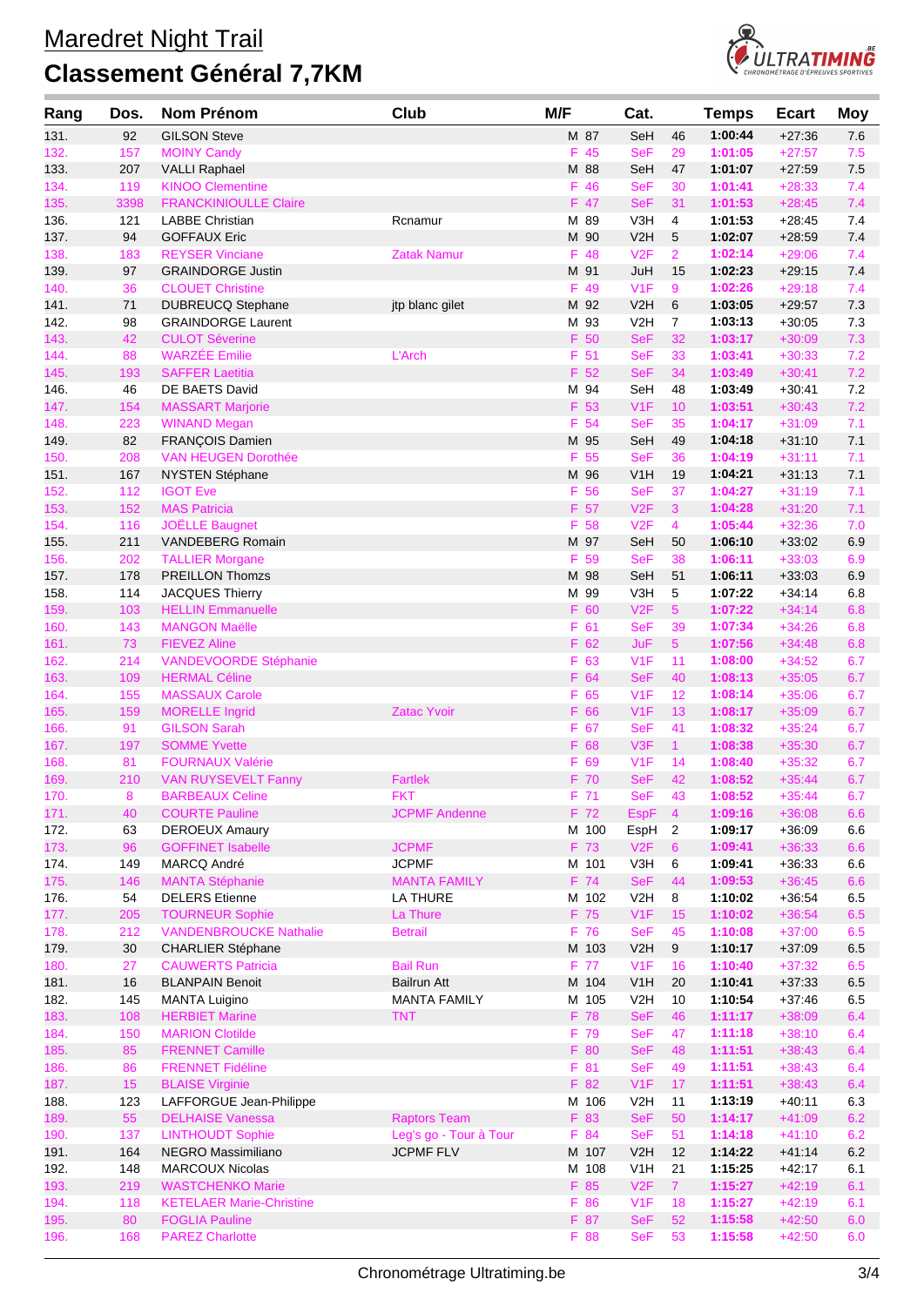# Maredret Night Trail

## Classement Général 7,7KM

| Rang | Dos. | Nom Prénom | Club | M/F | | Cat. | | Temps | Ecart | Moy |
|---|---|---|---|---|---|---|---|---|---|---|
| 131. | 92 | GILSON Steve | | M | 87 | SeH | 46 | 1:00:44 | +27:36 | 7.6 |
| 132. | 157 | MOINY Candy | | F | 45 | SeF | 29 | 1:01:05 | +27:57 | 7.5 |
| 133. | 207 | VALLI Raphael | | M | 88 | SeH | 47 | 1:01:07 | +27:59 | 7.5 |
| 134. | 119 | KINOO Clementine | | F | 46 | SeF | 30 | 1:01:41 | +28:33 | 7.4 |
| 135. | 3398 | FRANCKINIOULLE Claire | | F | 47 | SeF | 31 | 1:01:53 | +28:45 | 7.4 |
| 136. | 121 | LABBE Christian | Rcnamur | M | 89 | V3H | 4 | 1:01:53 | +28:45 | 7.4 |
| 137. | 94 | GOFFAUX Eric | | M | 90 | V2H | 5 | 1:02:07 | +28:59 | 7.4 |
| 138. | 183 | REYSER Vinciane | Zatak Namur | F | 48 | V2F | 2 | 1:02:14 | +29:06 | 7.4 |
| 139. | 97 | GRAINDORGE Justin | | M | 91 | JuH | 15 | 1:02:23 | +29:15 | 7.4 |
| 140. | 36 | CLOUET Christine | | F | 49 | V1F | 9 | 1:02:26 | +29:18 | 7.4 |
| 141. | 71 | DUBREUCQ Stephane | jtp blanc gilet | M | 92 | V2H | 6 | 1:03:05 | +29:57 | 7.3 |
| 142. | 98 | GRAINDORGE Laurent | | M | 93 | V2H | 7 | 1:03:13 | +30:05 | 7.3 |
| 143. | 42 | CULOT Séverine | | F | 50 | SeF | 32 | 1:03:17 | +30:09 | 7.3 |
| 144. | 88 | WARZÉE Emilie | L'Arch | F | 51 | SeF | 33 | 1:03:41 | +30:33 | 7.2 |
| 145. | 193 | SAFFER Laetitia | | F | 52 | SeF | 34 | 1:03:49 | +30:41 | 7.2 |
| 146. | 46 | DE BAETS David | | M | 94 | SeH | 48 | 1:03:49 | +30:41 | 7.2 |
| 147. | 154 | MASSART Marjorie | | F | 53 | V1F | 10 | 1:03:51 | +30:43 | 7.2 |
| 148. | 223 | WINAND Megan | | F | 54 | SeF | 35 | 1:04:17 | +31:09 | 7.1 |
| 149. | 82 | FRANÇOIS Damien | | M | 95 | SeH | 49 | 1:04:18 | +31:10 | 7.1 |
| 150. | 208 | VAN HEUGEN Dorothée | | F | 55 | SeF | 36 | 1:04:19 | +31:11 | 7.1 |
| 151. | 167 | NYSTEN Stéphane | | M | 96 | V1H | 19 | 1:04:21 | +31:13 | 7.1 |
| 152. | 112 | IGOT Eve | | F | 56 | SeF | 37 | 1:04:27 | +31:19 | 7.1 |
| 153. | 152 | MAS Patricia | | F | 57 | V2F | 3 | 1:04:28 | +31:20 | 7.1 |
| 154. | 116 | JOËLLE Baugnet | | F | 58 | V2F | 4 | 1:05:44 | +32:36 | 7.0 |
| 155. | 211 | VANDEBERG Romain | | M | 97 | SeH | 50 | 1:06:10 | +33:02 | 6.9 |
| 156. | 202 | TALLIER Morgane | | F | 59 | SeF | 38 | 1:06:11 | +33:03 | 6.9 |
| 157. | 178 | PREILLON Thomzs | | M | 98 | SeH | 51 | 1:06:11 | +33:03 | 6.9 |
| 158. | 114 | JACQUES Thierry | | M | 99 | V3H | 5 | 1:07:22 | +34:14 | 6.8 |
| 159. | 103 | HELLIN Emmanuelle | | F | 60 | V2F | 5 | 1:07:22 | +34:14 | 6.8 |
| 160. | 143 | MANGON Maëlle | | F | 61 | SeF | 39 | 1:07:34 | +34:26 | 6.8 |
| 161. | 73 | FIEVEZ Aline | | F | 62 | JuF | 5 | 1:07:56 | +34:48 | 6.8 |
| 162. | 214 | VANDEVOORDE Stéphanie | | F | 63 | V1F | 11 | 1:08:00 | +34:52 | 6.7 |
| 163. | 109 | HERMAL Céline | | F | 64 | SeF | 40 | 1:08:13 | +35:05 | 6.7 |
| 164. | 155 | MASSAUX Carole | | F | 65 | V1F | 12 | 1:08:14 | +35:06 | 6.7 |
| 165. | 159 | MORELLE Ingrid | Zatac Yvoir | F | 66 | V1F | 13 | 1:08:17 | +35:09 | 6.7 |
| 166. | 91 | GILSON Sarah | | F | 67 | SeF | 41 | 1:08:32 | +35:24 | 6.7 |
| 167. | 197 | SOMME Yvette | | F | 68 | V3F | 1 | 1:08:38 | +35:30 | 6.7 |
| 168. | 81 | FOURNAUX Valérie | | F | 69 | V1F | 14 | 1:08:40 | +35:32 | 6.7 |
| 169. | 210 | VAN RUYSEVELT Fanny | Fartlek | F | 70 | SeF | 42 | 1:08:52 | +35:44 | 6.7 |
| 170. | 8 | BARBEAUX Celine | FKT | F | 71 | SeF | 43 | 1:08:52 | +35:44 | 6.7 |
| 171. | 40 | COURTE Pauline | JCPMF Andenne | F | 72 | EspF | 4 | 1:09:16 | +36:08 | 6.6 |
| 172. | 63 | DEROEUX Amaury | | M | 100 | EspH | 2 | 1:09:17 | +36:09 | 6.6 |
| 173. | 96 | GOFFINET Isabelle | JCPMF | F | 73 | V2F | 6 | 1:09:41 | +36:33 | 6.6 |
| 174. | 149 | MARCQ André | JCPMF | M | 101 | V3H | 6 | 1:09:41 | +36:33 | 6.6 |
| 175. | 146 | MANTA Stéphanie | MANTA FAMILY | F | 74 | SeF | 44 | 1:09:53 | +36:45 | 6.6 |
| 176. | 54 | DELERS Etienne | LA THURE | M | 102 | V2H | 8 | 1:10:02 | +36:54 | 6.5 |
| 177. | 205 | TOURNEUR Sophie | La Thure | F | 75 | V1F | 15 | 1:10:02 | +36:54 | 6.5 |
| 178. | 212 | VANDENBROUCKE Nathalie | Betrail | F | 76 | SeF | 45 | 1:10:08 | +37:00 | 6.5 |
| 179. | 30 | CHARLIER Stéphane | | M | 103 | V2H | 9 | 1:10:17 | +37:09 | 6.5 |
| 180. | 27 | CAUWERTS Patricia | Bail Run | F | 77 | V1F | 16 | 1:10:40 | +37:32 | 6.5 |
| 181. | 16 | BLANPAIN Benoit | Bailrun Att | M | 104 | V1H | 20 | 1:10:41 | +37:33 | 6.5 |
| 182. | 145 | MANTA Luigino | MANTA FAMILY | M | 105 | V2H | 10 | 1:10:54 | +37:46 | 6.5 |
| 183. | 108 | HERBIET Marine | TNT | F | 78 | SeF | 46 | 1:11:17 | +38:09 | 6.4 |
| 184. | 150 | MARION Clotilde | | F | 79 | SeF | 47 | 1:11:18 | +38:10 | 6.4 |
| 185. | 85 | FRENNET Camille | | F | 80 | SeF | 48 | 1:11:51 | +38:43 | 6.4 |
| 186. | 86 | FRENNET Fidéline | | F | 81 | SeF | 49 | 1:11:51 | +38:43 | 6.4 |
| 187. | 15 | BLAISE Virginie | | F | 82 | V1F | 17 | 1:11:51 | +38:43 | 6.4 |
| 188. | 123 | LAFFORGUE Jean-Philippe | | M | 106 | V2H | 11 | 1:13:19 | +40:11 | 6.3 |
| 189. | 55 | DELHAISE Vanessa | Raptors Team | F | 83 | SeF | 50 | 1:14:17 | +41:09 | 6.2 |
| 190. | 137 | LINTHOUDT Sophie | Leg's go - Tour à Tour | F | 84 | SeF | 51 | 1:14:18 | +41:10 | 6.2 |
| 191. | 164 | NEGRO Massimiliano | JCPMF FLV | M | 107 | V2H | 12 | 1:14:22 | +41:14 | 6.2 |
| 192. | 148 | MARCOUX Nicolas | | M | 108 | V1H | 21 | 1:15:25 | +42:17 | 6.1 |
| 193. | 219 | WASTCHENKO Marie | | F | 85 | V2F | 7 | 1:15:27 | +42:19 | 6.1 |
| 194. | 118 | KETELAER Marie-Christine | | F | 86 | V1F | 18 | 1:15:27 | +42:19 | 6.1 |
| 195. | 80 | FOGLIA Pauline | | F | 87 | SeF | 52 | 1:15:58 | +42:50 | 6.0 |
| 196. | 168 | PAREZ Charlotte | | F | 88 | SeF | 53 | 1:15:58 | +42:50 | 6.0 |

Chronométrage Ultratiming.be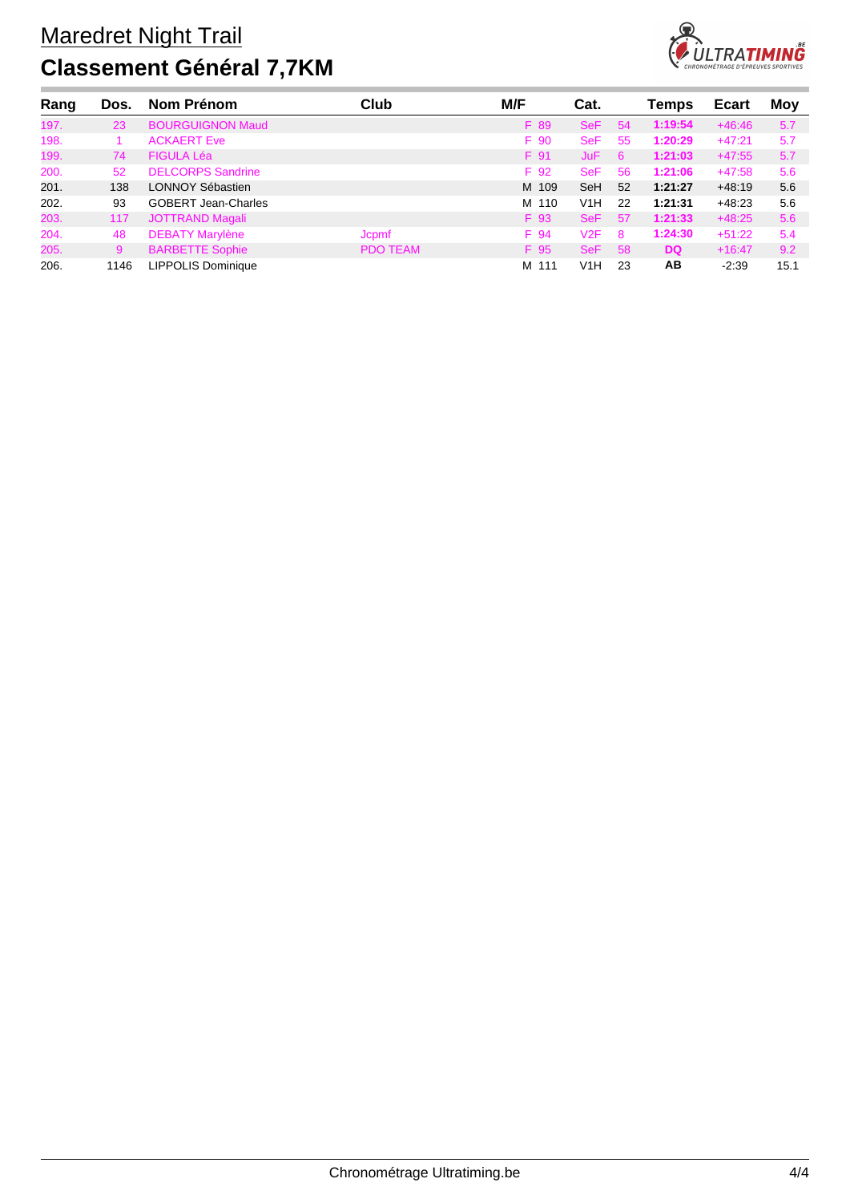# Maredret Night Trail

## Classement Général 7,7KM

| Rang | Dos. | Nom Prénom | Club | M/F | | Cat. | | Temps | Ecart | Moy |
|---|---|---|---|---|---|---|---|---|---|---|
| 197. | 23 | BOURGUIGNON Maud | | F | 89 | SeF | 54 | **1:19:54** | +46:46 | 5.7 |
| 198. | 1 | ACKAERT Eve | | F | 90 | SeF | 55 | **1:20:29** | +47:21 | 5.7 |
| 199. | 74 | FIGULA Léa | | F | 91 | JuF | 6 | **1:21:03** | +47:55 | 5.7 |
| 200. | 52 | DELCORPS Sandrine | | F | 92 | SeF | 56 | **1:21:06** | +47:58 | 5.6 |
| 201. | 138 | LONNOY Sébastien | | M | 109 | SeH | 52 | **1:21:27** | +48:19 | 5.6 |
| 202. | 93 | GOBERT Jean-Charles | | M | 110 | V1H | 22 | **1:21:31** | +48:23 | 5.6 |
| 203. | 117 | JOTTRAND Magali | | F | 93 | SeF | 57 | **1:21:33** | +48:25 | 5.6 |
| 204. | 48 | DEBATY Marylène | Jcpmf | F | 94 | V2F | 8 | **1:24:30** | +51:22 | 5.4 |
| 205. | 9 | BARBETTE Sophie | PDO TEAM | F | 95 | SeF | 58 | **DQ** | +16:47 | 9.2 |
| 206. | 1146 | LIPPOLIS Dominique | | M | 111 | V1H | 23 | **AB** | -2:39 | 15.1 |

Chronométrage Ultratiming.be